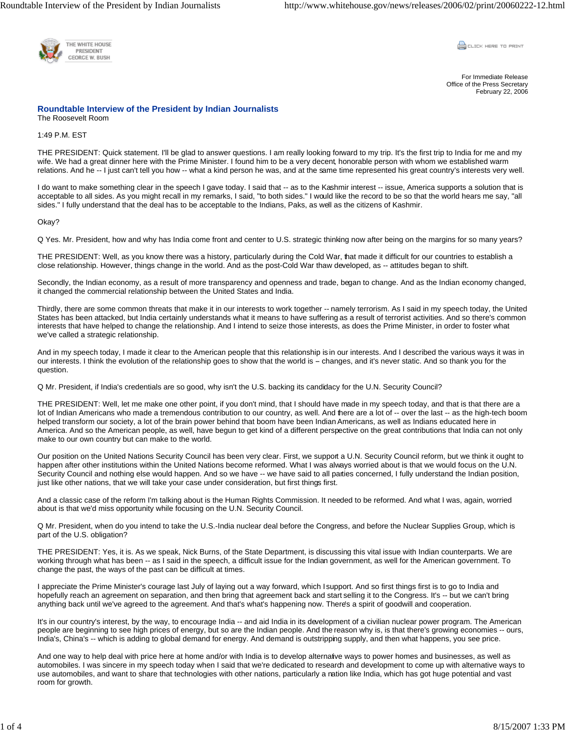THE WHITE HOUSE
PRESIDENT
GEORGE W. BUSH

For Immediate Release
Office of the Press Secretary
February 22, 2006

## Roundtable Interview of the President by Indian Journalists

The Roosevelt Room

1:49 P.M. EST

THE PRESIDENT: Quick statement. I'll be glad to answer questions. I am really looking forward to my trip. It's the first trip to India for me and my wife. We had a great dinner here with the Prime Minister. I found him to be a very decent, honorable person with whom we established warm relations. And he -- I just can't tell you how -- what a kind person he was, and at the same time represented his great country's interests very well.

I do want to make something clear in the speech I gave today. I said that -- as to the Kashmir interest -- issue, America supports a solution that is acceptable to all sides. As you might recall in my remarks, I said, "to both sides." I would like the record to be so that the world hears me say, "all sides." I fully understand that the deal has to be acceptable to the Indians, Paks, as well as the citizens of Kashmir.

Okay?

Q Yes. Mr. President, how and why has India come front and center to U.S. strategic thinking now after being on the margins for so many years?

THE PRESIDENT: Well, as you know there was a history, particularly during the Cold War, that made it difficult for our countries to establish a close relationship. However, things change in the world. And as the post-Cold War thaw developed, as -- attitudes began to shift.

Secondly, the Indian economy, as a result of more transparency and openness and trade, began to change. And as the Indian economy changed, it changed the commercial relationship between the United States and India.

Thirdly, there are some common threats that make it in our interests to work together -- namely terrorism. As I said in my speech today, the United States has been attacked, but India certainly understands what it means to have suffering as a result of terrorist activities. And so there's common interests that have helped to change the relationship. And I intend to seize those interests, as does the Prime Minister, in order to foster what we've called a strategic relationship.

And in my speech today, I made it clear to the American people that this relationship is in our interests. And I described the various ways it was in our interests. I think the evolution of the relationship goes to show that the world is – changes, and it's never static. And so thank you for the question.

Q Mr. President, if India's credentials are so good, why isn't the U.S. backing its candidacy for the U.N. Security Council?

THE PRESIDENT: Well, let me make one other point, if you don't mind, that I should have made in my speech today, and that is that there are a lot of Indian Americans who made a tremendous contribution to our country, as well. And there are a lot of -- over the last -- as the high-tech boom helped transform our society, a lot of the brain power behind that boom have been Indian Americans, as well as Indians educated here in America. And so the American people, as well, have begun to get kind of a different perspective on the great contributions that India can not only make to our own country but can make to the world.

Our position on the United Nations Security Council has been very clear. First, we support a U.N. Security Council reform, but we think it ought to happen after other institutions within the United Nations become reformed. What I was always worried about is that we would focus on the U.N. Security Council and nothing else would happen. And so we have -- we have said to all parties concerned, I fully understand the Indian position, just like other nations, that we will take your case under consideration, but first things first.

And a classic case of the reform I'm talking about is the Human Rights Commission. It needed to be reformed. And what I was, again, worried about is that we'd miss opportunity while focusing on the U.N. Security Council.

Q Mr. President, when do you intend to take the U.S.-India nuclear deal before the Congress, and before the Nuclear Supplies Group, which is part of the U.S. obligation?

THE PRESIDENT: Yes, it is. As we speak, Nick Burns, of the State Department, is discussing this vital issue with Indian counterparts. We are working through what has been -- as I said in the speech, a difficult issue for the Indian government, as well for the American government. To change the past, the ways of the past can be difficult at times.

I appreciate the Prime Minister's courage last July of laying out a way forward, which I support. And so first things first is to go to India and hopefully reach an agreement on separation, and then bring that agreement back and start selling it to the Congress. It's -- but we can't bring anything back until we've agreed to the agreement. And that's what's happening now. There's a spirit of goodwill and cooperation.

It's in our country's interest, by the way, to encourage India -- and aid India in its development of a civilian nuclear power program. The American people are beginning to see high prices of energy, but so are the Indian people. And the reason why is, is that there's growing economies -- ours, India's, China's -- which is adding to global demand for energy. And demand is outstripping supply, and then what happens, you see price.

And one way to help deal with price here at home and/or with India is to develop alternative ways to power homes and businesses, as well as automobiles. I was sincere in my speech today when I said that we're dedicated to research and development to come up with alternative ways to use automobiles, and want to share that technologies with other nations, particularly a nation like India, which has got huge potential and vast room for growth.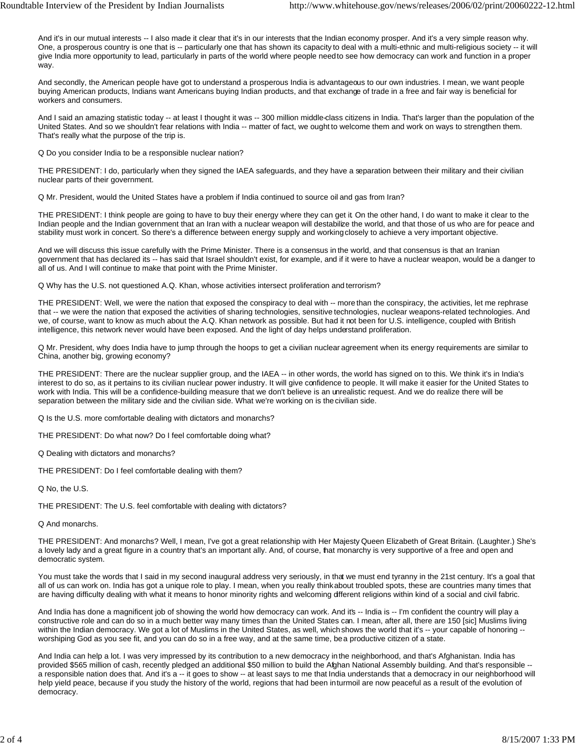And it's in our mutual interests -- I also made it clear that it's in our interests that the Indian economy prosper. And it's a very simple reason why. One, a prosperous country is one that is -- particularly one that has shown its capacity to deal with a multi-ethnic and multi-religious society -- it will give India more opportunity to lead, particularly in parts of the world where people need to see how democracy can work and function in a proper way.

And secondly, the American people have got to understand a prosperous India is advantageous to our own industries. I mean, we want people buying American products, Indians want Americans buying Indian products, and that exchange of trade in a free and fair way is beneficial for workers and consumers.

And I said an amazing statistic today -- at least I thought it was -- 300 million middle-class citizens in India. That's larger than the population of the United States. And so we shouldn't fear relations with India -- matter of fact, we ought to welcome them and work on ways to strengthen them. That's really what the purpose of the trip is.

Q Do you consider India to be a responsible nuclear nation?

THE PRESIDENT: I do, particularly when they signed the IAEA safeguards, and they have a separation between their military and their civilian nuclear parts of their government.

Q Mr. President, would the United States have a problem if India continued to source oil and gas from Iran?

THE PRESIDENT: I think people are going to have to buy their energy where they can get it. On the other hand, I do want to make it clear to the Indian people and the Indian government that an Iran with a nuclear weapon will destabilize the world, and that those of us who are for peace and stability must work in concert. So there's a difference between energy supply and working closely to achieve a very important objective.

And we will discuss this issue carefully with the Prime Minister. There is a consensus in the world, and that consensus is that an Iranian government that has declared its -- has said that Israel shouldn't exist, for example, and if it were to have a nuclear weapon, would be a danger to all of us. And I will continue to make that point with the Prime Minister.

Q Why has the U.S. not questioned A.Q. Khan, whose activities intersect proliferation and terrorism?

THE PRESIDENT: Well, we were the nation that exposed the conspiracy to deal with -- more than the conspiracy, the activities, let me rephrase that -- we were the nation that exposed the activities of sharing technologies, sensitive technologies, nuclear weapons-related technologies. And we, of course, want to know as much about the A.Q. Khan network as possible. But had it not been for U.S. intelligence, coupled with British intelligence, this network never would have been exposed. And the light of day helps understand proliferation.

Q Mr. President, why does India have to jump through the hoops to get a civilian nuclear agreement when its energy requirements are similar to China, another big, growing economy?

THE PRESIDENT: There are the nuclear supplier group, and the IAEA -- in other words, the world has signed on to this. We think it's in India's interest to do so, as it pertains to its civilian nuclear power industry. It will give confidence to people. It will make it easier for the United States to work with India. This will be a confidence-building measure that we don't believe is an unrealistic request. And we do realize there will be separation between the military side and the civilian side. What we're working on is the civilian side.

Q Is the U.S. more comfortable dealing with dictators and monarchs?

THE PRESIDENT: Do what now? Do I feel comfortable doing what?

Q Dealing with dictators and monarchs?

THE PRESIDENT: Do I feel comfortable dealing with them?

Q No, the U.S.

THE PRESIDENT: The U.S. feel comfortable with dealing with dictators?

Q And monarchs.

THE PRESIDENT: And monarchs? Well, I mean, I've got a great relationship with Her Majesty Queen Elizabeth of Great Britain. (Laughter.) She's a lovely lady and a great figure in a country that's an important ally. And, of course, that monarchy is very supportive of a free and open and democratic system.

You must take the words that I said in my second inaugural address very seriously, in that we must end tyranny in the 21st century. It's a goal that all of us can work on. India has got a unique role to play. I mean, when you really think about troubled spots, these are countries many times that are having difficulty dealing with what it means to honor minority rights and welcoming different religions within kind of a social and civil fabric.

And India has done a magnificent job of showing the world how democracy can work. And it's -- India is -- I'm confident the country will play a constructive role and can do so in a much better way many times than the United States can. I mean, after all, there are 150 [sic] Muslims living within the Indian democracy. We got a lot of Muslims in the United States, as well, which shows the world that it's -- your capable of honoring -- worshiping God as you see fit, and you can do so in a free way, and at the same time, be a productive citizen of a state.

And India can help a lot. I was very impressed by its contribution to a new democracy in the neighborhood, and that's Afghanistan. India has provided $565 million of cash, recently pledged an additional $50 million to build the Afghan National Assembly building. And that's responsible -- a responsible nation does that. And it's a -- it goes to show -- at least says to me that India understands that a democracy in our neighborhood will help yield peace, because if you study the history of the world, regions that had been in turmoil are now peaceful as a result of the evolution of democracy.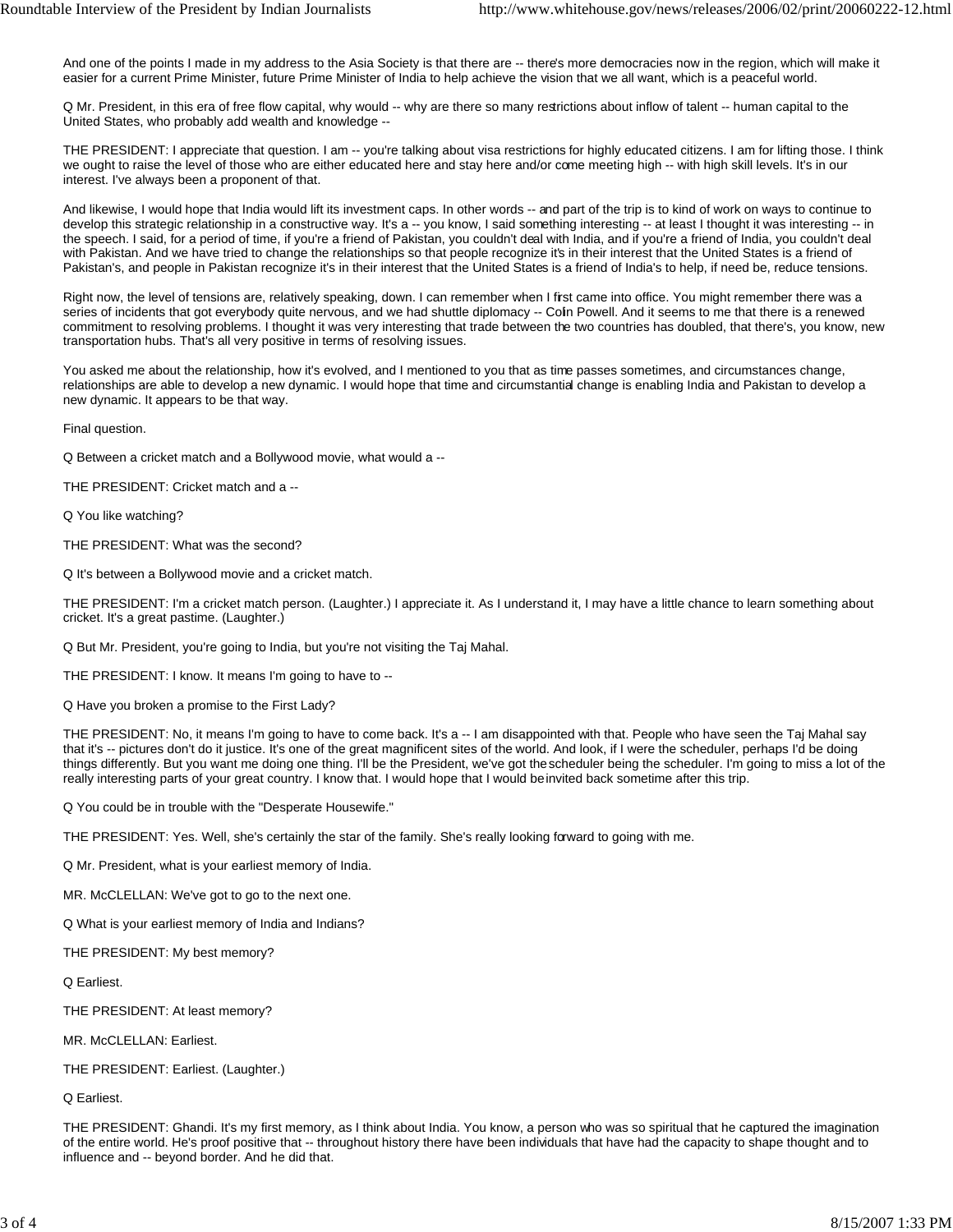And one of the points I made in my address to the Asia Society is that there are -- there's more democracies now in the region, which will make it easier for a current Prime Minister, future Prime Minister of India to help achieve the vision that we all want, which is a peaceful world.

Q Mr. President, in this era of free flow capital, why would -- why are there so many restrictions about inflow of talent -- human capital to the United States, who probably add wealth and knowledge --

THE PRESIDENT: I appreciate that question. I am -- you're talking about visa restrictions for highly educated citizens. I am for lifting those. I think we ought to raise the level of those who are either educated here and stay here and/or come meeting high -- with high skill levels. It's in our interest. I've always been a proponent of that.

And likewise, I would hope that India would lift its investment caps. In other words -- and part of the trip is to kind of work on ways to continue to develop this strategic relationship in a constructive way. It's a -- you know, I said something interesting -- at least I thought it was interesting -- in the speech. I said, for a period of time, if you're a friend of Pakistan, you couldn't deal with India, and if you're a friend of India, you couldn't deal with Pakistan. And we have tried to change the relationships so that people recognize it's in their interest that the United States is a friend of Pakistan's, and people in Pakistan recognize it's in their interest that the United States is a friend of India's to help, if need be, reduce tensions.

Right now, the level of tensions are, relatively speaking, down. I can remember when I first came into office. You might remember there was a series of incidents that got everybody quite nervous, and we had shuttle diplomacy -- Colin Powell. And it seems to me that there is a renewed commitment to resolving problems. I thought it was very interesting that trade between the two countries has doubled, that there's, you know, new transportation hubs. That's all very positive in terms of resolving issues.

You asked me about the relationship, how it's evolved, and I mentioned to you that as time passes sometimes, and circumstances change, relationships are able to develop a new dynamic. I would hope that time and circumstantial change is enabling India and Pakistan to develop a new dynamic. It appears to be that way.

Final question.

Q Between a cricket match and a Bollywood movie, what would a --

THE PRESIDENT: Cricket match and a --

Q You like watching?

THE PRESIDENT: What was the second?

Q It's between a Bollywood movie and a cricket match.

THE PRESIDENT: I'm a cricket match person. (Laughter.) I appreciate it. As I understand it, I may have a little chance to learn something about cricket. It's a great pastime. (Laughter.)

Q But Mr. President, you're going to India, but you're not visiting the Taj Mahal.

THE PRESIDENT: I know. It means I'm going to have to --

Q Have you broken a promise to the First Lady?

THE PRESIDENT: No, it means I'm going to have to come back. It's a -- I am disappointed with that. People who have seen the Taj Mahal say that it's -- pictures don't do it justice. It's one of the great magnificent sites of the world. And look, if I were the scheduler, perhaps I'd be doing things differently. But you want me doing one thing. I'll be the President, we've got the scheduler being the scheduler. I'm going to miss a lot of the really interesting parts of your great country. I know that. I would hope that I would be invited back sometime after this trip.

Q You could be in trouble with the "Desperate Housewife."

THE PRESIDENT: Yes. Well, she's certainly the star of the family. She's really looking forward to going with me.

Q Mr. President, what is your earliest memory of India.

MR. McCLELLAN: We've got to go to the next one.

Q What is your earliest memory of India and Indians?

THE PRESIDENT: My best memory?

Q Earliest.

THE PRESIDENT: At least memory?

MR. McCLELLAN: Earliest.

THE PRESIDENT: Earliest. (Laughter.)

Q Earliest.

THE PRESIDENT: Ghandi. It's my first memory, as I think about India. You know, a person who was so spiritual that he captured the imagination of the entire world. He's proof positive that -- throughout history there have been individuals that have had the capacity to shape thought and to influence and -- beyond border. And he did that.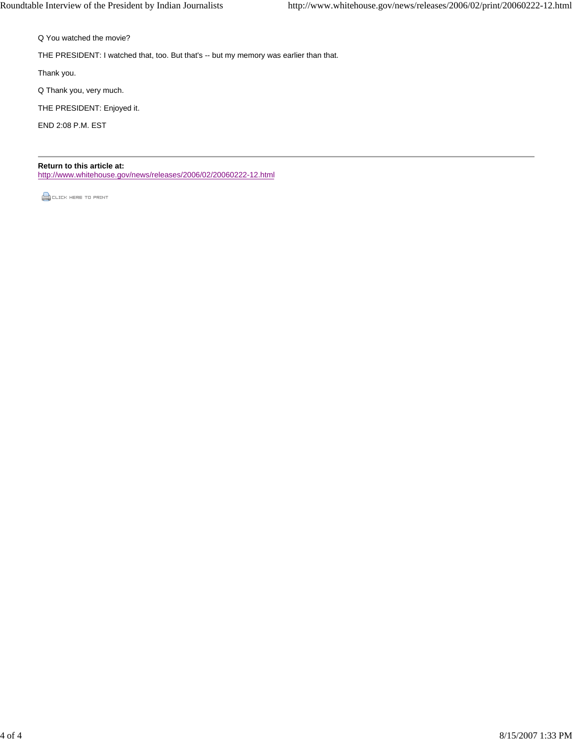Q You watched the movie?

THE PRESIDENT: I watched that, too. But that's -- but my memory was earlier than that.

Thank you.

Q Thank you, very much.

THE PRESIDENT: Enjoyed it.

END 2:08 P.M. EST

---

**Return to this article at:**
http://www.whitehouse.gov/news/releases/2006/02/20060222-12.html

CLICK HERE TO PRINT